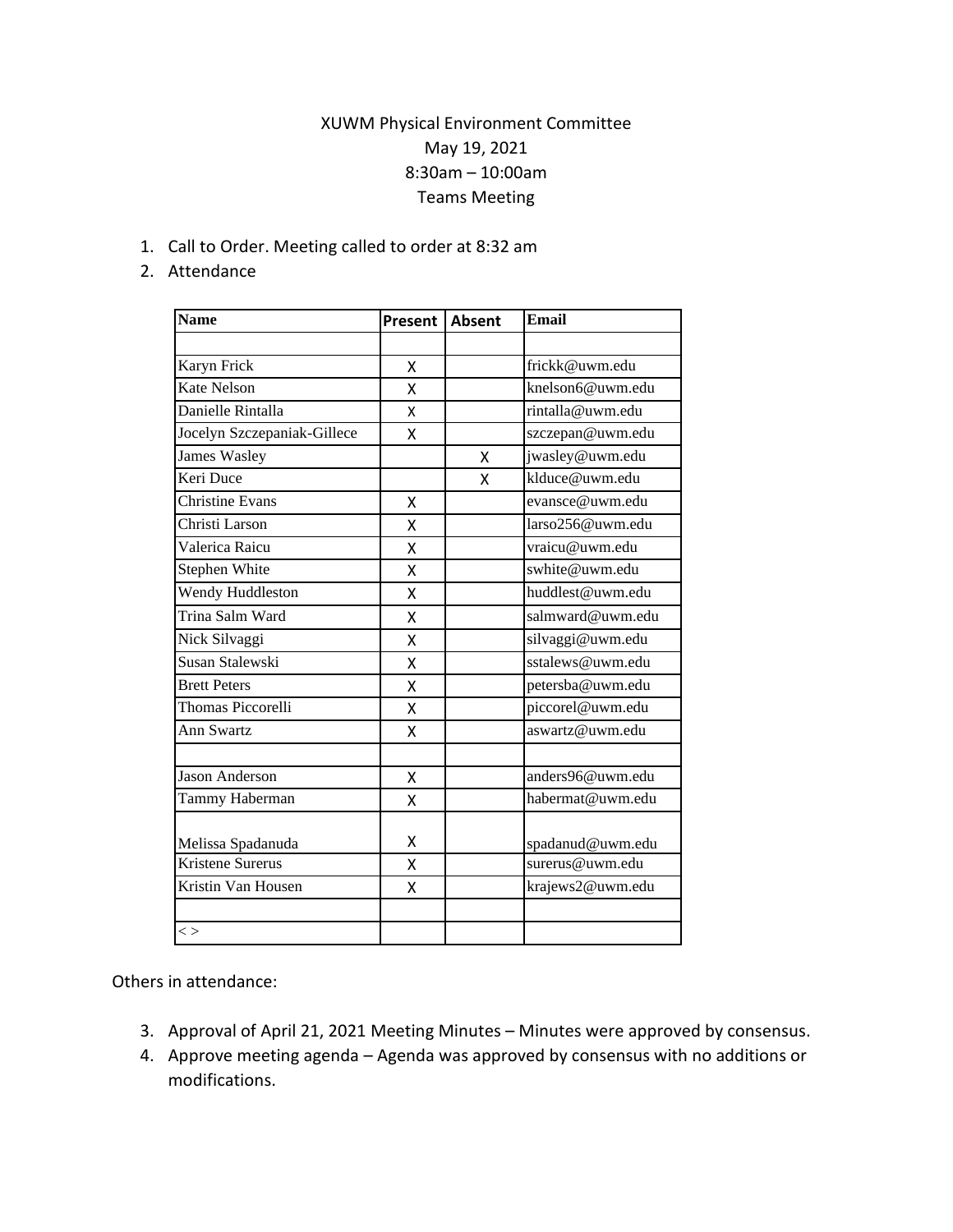XUWM Physical Environment Committee
May 19, 2021
8:30am – 10:00am
Teams Meeting

1. Call to Order. Meeting called to order at 8:32 am
2. Attendance

| Name | Present | Absent | Email |
|---|---|---|---|
| | | | |
| Karyn Frick | X | | frickk@uwm.edu |
| Kate Nelson | X | | knelson6@uwm.edu |
| Danielle Rintalla | X | | rintalla@uwm.edu |
| Jocelyn Szczepaniak-Gillece | X | | szczepan@uwm.edu |
| James Wasley | | X | jwasley@uwm.edu |
| Keri Duce | | X | klduce@uwm.edu |
| Christine Evans | X | | evansce@uwm.edu |
| Christi Larson | X | | larso256@uwm.edu |
| Valerica Raicu | X | | vraicu@uwm.edu |
| Stephen White | X | | swhite@uwm.edu |
| Wendy Huddleston | X | | huddlest@uwm.edu |
| Trina Salm Ward | X | | salmward@uwm.edu |
| Nick Silvaggi | X | | silvaggi@uwm.edu |
| Susan Stalewski | X | | sstalews@uwm.edu |
| Brett Peters | X | | petersba@uwm.edu |
| Thomas Piccorelli | X | | piccorel@uwm.edu |
| Ann Swartz | X | | aswartz@uwm.edu |
| | | | |
| Jason Anderson | X | | anders96@uwm.edu |
| Tammy Haberman | X | | habermat@uwm.edu |
| Melissa Spadanuda | X | | spadanud@uwm.edu |
| Kristene Surerus | X | | surerus@uwm.edu |
| Kristin Van Housen | X | | krajews2@uwm.edu |
| | | | |
| < > | | | |

Others in attendance:

3. Approval of April 21, 2021 Meeting Minutes – Minutes were approved by consensus.
4. Approve meeting agenda – Agenda was approved by consensus with no additions or modifications.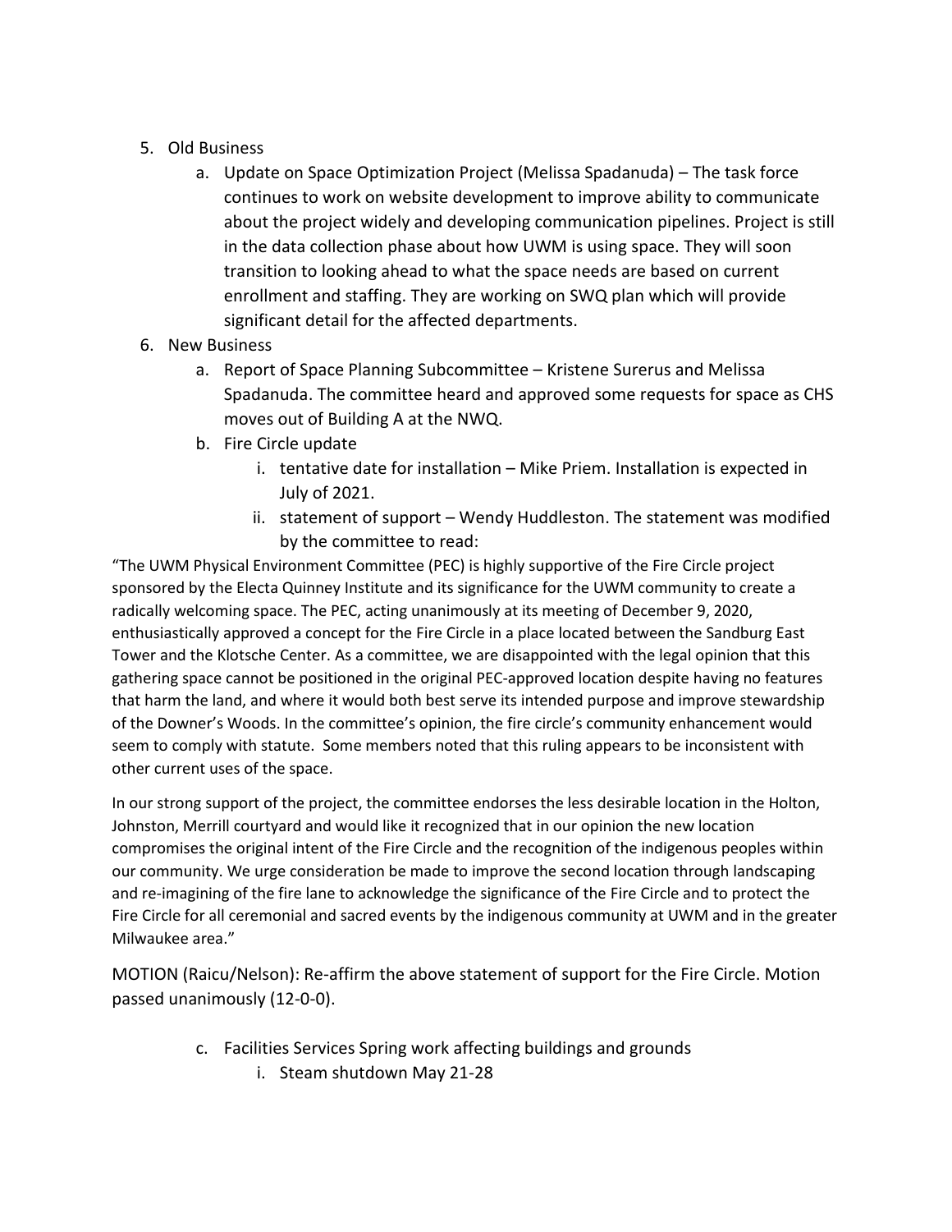5. Old Business
    a. Update on Space Optimization Project (Melissa Spadanuda) – The task force continues to work on website development to improve ability to communicate about the project widely and developing communication pipelines. Project is still in the data collection phase about how UWM is using space. They will soon transition to looking ahead to what the space needs are based on current enrollment and staffing. They are working on SWQ plan which will provide significant detail for the affected departments.
6. New Business
    a. Report of Space Planning Subcommittee – Kristene Surerus and Melissa Spadanuda. The committee heard and approved some requests for space as CHS moves out of Building A at the NWQ.
    b. Fire Circle update
        i. tentative date for installation – Mike Priem. Installation is expected in July of 2021.
        ii. statement of support – Wendy Huddleston. The statement was modified by the committee to read:

"The UWM Physical Environment Committee (PEC) is highly supportive of the Fire Circle project sponsored by the Electa Quinney Institute and its significance for the UWM community to create a radically welcoming space. The PEC, acting unanimously at its meeting of December 9, 2020, enthusiastically approved a concept for the Fire Circle in a place located between the Sandburg East Tower and the Klotsche Center. As a committee, we are disappointed with the legal opinion that this gathering space cannot be positioned in the original PEC-approved location despite having no features that harm the land, and where it would both best serve its intended purpose and improve stewardship of the Downer's Woods. In the committee's opinion, the fire circle's community enhancement would seem to comply with statute. Some members noted that this ruling appears to be inconsistent with other current uses of the space.

In our strong support of the project, the committee endorses the less desirable location in the Holton, Johnston, Merrill courtyard and would like it recognized that in our opinion the new location compromises the original intent of the Fire Circle and the recognition of the indigenous peoples within our community. We urge consideration be made to improve the second location through landscaping and re-imagining of the fire lane to acknowledge the significance of the Fire Circle and to protect the Fire Circle for all ceremonial and sacred events by the indigenous community at UWM and in the greater Milwaukee area."

MOTION (Raicu/Nelson): Re-affirm the above statement of support for the Fire Circle. Motion passed unanimously (12-0-0).

    c. Facilities Services Spring work affecting buildings and grounds
        i. Steam shutdown May 21-28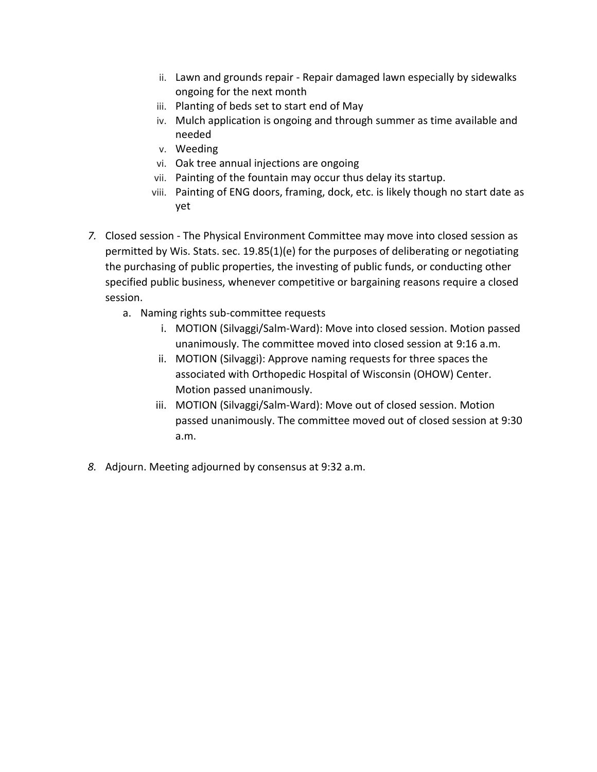ii. Lawn and grounds repair - Repair damaged lawn especially by sidewalks ongoing for the next month
   iii. Planting of beds set to start end of May
   iv. Mulch application is ongoing and through summer as time available and needed
   v. Weeding
   vi. Oak tree annual injections are ongoing
   vii. Painting of the fountain may occur thus delay its startup.
   viii. Painting of ENG doors, framing, dock, etc. is likely though no start date as yet

7. Closed session - The Physical Environment Committee may move into closed session as permitted by Wis. Stats. sec. 19.85(1)(e) for the purposes of deliberating or negotiating the purchasing of public properties, the investing of public funds, or conducting other specified public business, whenever competitive or bargaining reasons require a closed session.
   a. Naming rights sub-committee requests
      i. MOTION (Silvaggi/Salm-Ward): Move into closed session. Motion passed unanimously. The committee moved into closed session at 9:16 a.m.
      ii. MOTION (Silvaggi): Approve naming requests for three spaces the associated with Orthopedic Hospital of Wisconsin (OHOW) Center. Motion passed unanimously.
      iii. MOTION (Silvaggi/Salm-Ward): Move out of closed session. Motion passed unanimously. The committee moved out of closed session at 9:30 a.m.

8. Adjourn. Meeting adjourned by consensus at 9:32 a.m.